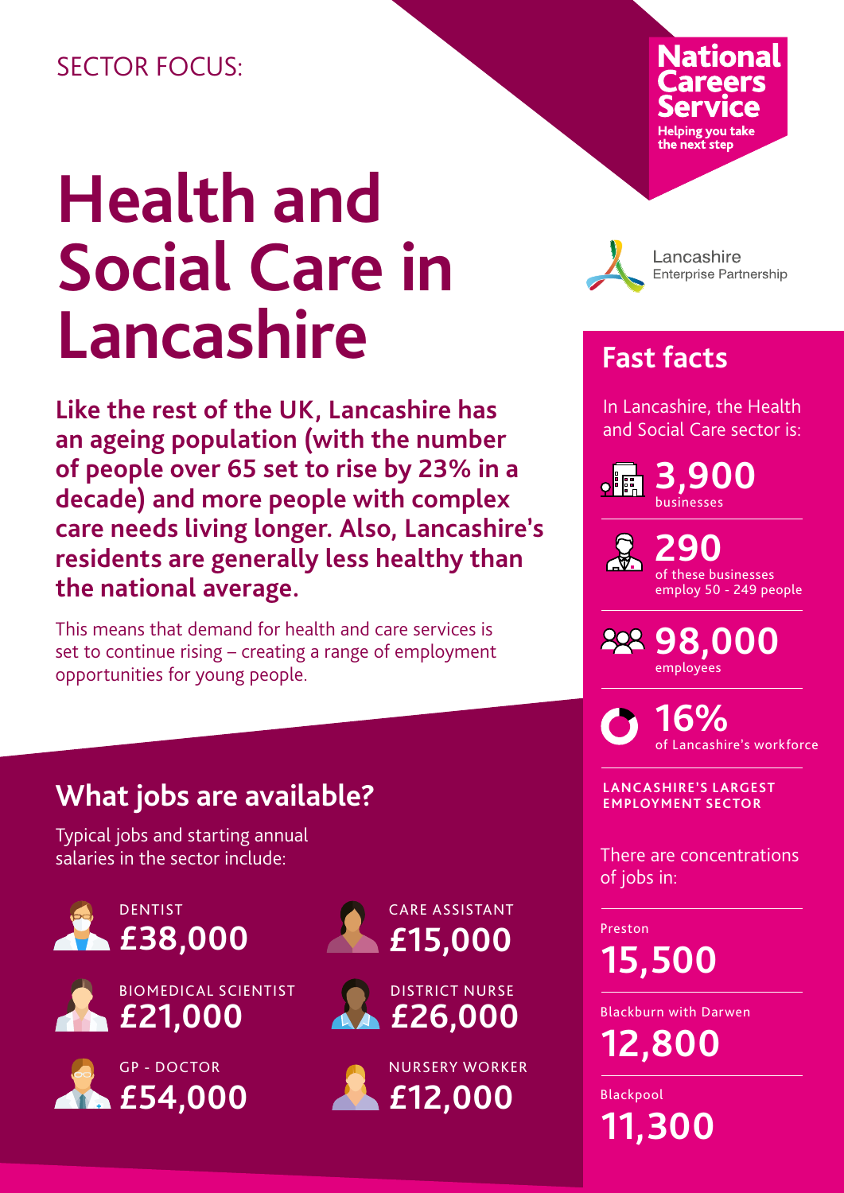SECTOR FOCUS:

# Health and Social Care in Lancashire

**National Careers Service**
Helping you take the next step

Lancashire Enterprise Partnership

**Like the rest of the UK, Lancashire has an ageing population (with the number of people over 65 set to rise by 23% in a decade) and more people with complex care needs living longer. Also, Lancashire's residents are generally less healthy than the national average.**

This means that demand for health and care services is set to continue rising – creating a range of employment opportunities for young people.

## What jobs are available?

Typical jobs and starting annual salaries in the sector include:

- DENTIST **£38,000**
- BIOMEDICAL SCIENTIST **£21,000**
- GP - DOCTOR **£54,000**
- CARE ASSISTANT **£15,000**
- DISTRICT NURSE **£26,000**
- NURSERY WORKER **£12,000**

## Fast facts

In Lancashire, the Health and Social Care sector is:

**3,900** businesses

**290** of these businesses employ 50 - 249 people

**98,000** employees

**16%** of Lancashire's workforce

**LANCASHIRE'S LARGEST EMPLOYMENT SECTOR**

There are concentrations of jobs in:

Preston
**15,500**

Blackburn with Darwen
**12,800**

Blackpool
**11,300**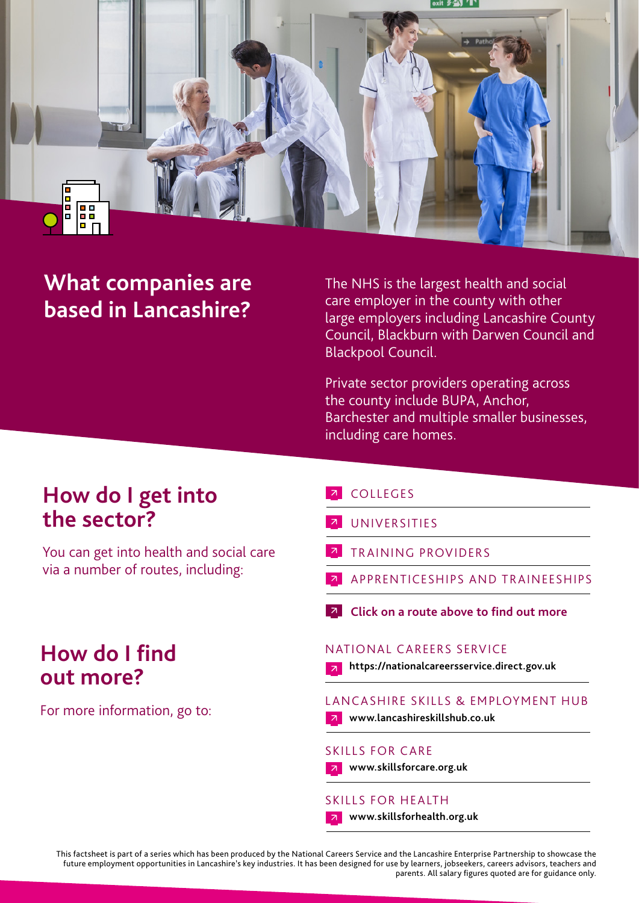## What companies are based in Lancashire?

The NHS is the largest health and social care employer in the county with other large employers including Lancashire County Council, Blackburn with Darwen Council and Blackpool Council.

Private sector providers operating across the county include BUPA, Anchor, Barchester and multiple smaller businesses, including care homes.

## How do I get into the sector?

You can get into health and social care via a number of routes, including:

- COLLEGES
- UNIVERSITIES
- TRAINING PROVIDERS
- APPRENTICESHIPS AND TRAINEESHIPS

**Click on a route above to find out more**

## How do I find out more?

For more information, go to:

NATIONAL CAREERS SERVICE
**https://nationalcareersservice.direct.gov.uk**

LANCASHIRE SKILLS & EMPLOYMENT HUB
**www.lancashireskillshub.co.uk**

SKILLS FOR CARE
**www.skillsforcare.org.uk**

SKILLS FOR HEALTH
**www.skillsforhealth.org.uk**

This factsheet is part of a series which has been produced by the National Careers Service and the Lancashire Enterprise Partnership to showcase the future employment opportunities in Lancashire's key industries. It has been designed for use by learners, jobseekers, careers advisors, teachers and parents. All salary figures quoted are for guidance only.